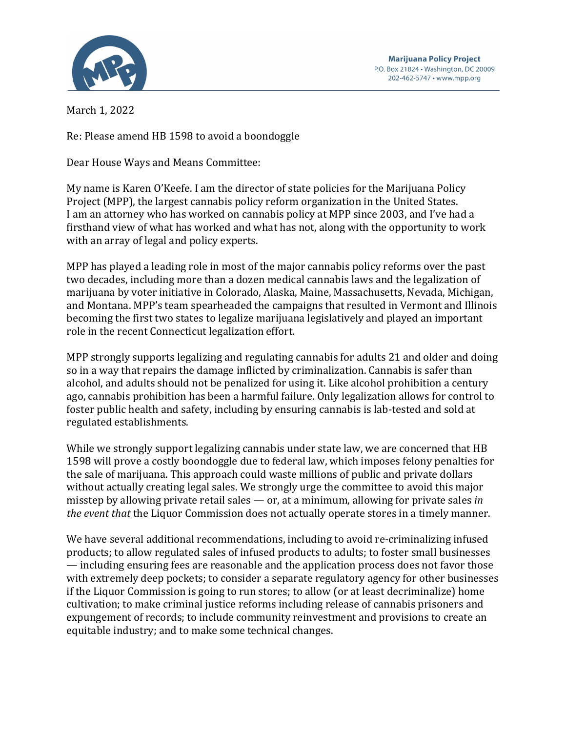**Marijuana Policy Project**
P.O. Box 21824 • Washington, DC 20009
202-462-5747 • www.mpp.org

March 1, 2022

Re: Please amend HB 1598 to avoid a boondoggle

Dear House Ways and Means Committee:

My name is Karen O'Keefe. I am the director of state policies for the Marijuana Policy Project (MPP), the largest cannabis policy reform organization in the United States. I am an attorney who has worked on cannabis policy at MPP since 2003, and I've had a firsthand view of what has worked and what has not, along with the opportunity to work with an array of legal and policy experts.

MPP has played a leading role in most of the major cannabis policy reforms over the past two decades, including more than a dozen medical cannabis laws and the legalization of marijuana by voter initiative in Colorado, Alaska, Maine, Massachusetts, Nevada, Michigan, and Montana. MPP's team spearheaded the campaigns that resulted in Vermont and Illinois becoming the first two states to legalize marijuana legislatively and played an important role in the recent Connecticut legalization effort.

MPP strongly supports legalizing and regulating cannabis for adults 21 and older and doing so in a way that repairs the damage inflicted by criminalization. Cannabis is safer than alcohol, and adults should not be penalized for using it. Like alcohol prohibition a century ago, cannabis prohibition has been a harmful failure. Only legalization allows for control to foster public health and safety, including by ensuring cannabis is lab-tested and sold at regulated establishments.

While we strongly support legalizing cannabis under state law, we are concerned that HB 1598 will prove a costly boondoggle due to federal law, which imposes felony penalties for the sale of marijuana. This approach could waste millions of public and private dollars without actually creating legal sales. We strongly urge the committee to avoid this major misstep by allowing private retail sales — or, at a minimum, allowing for private sales *in the event that* the Liquor Commission does not actually operate stores in a timely manner.

We have several additional recommendations, including to avoid re-criminalizing infused products; to allow regulated sales of infused products to adults; to foster small businesses — including ensuring fees are reasonable and the application process does not favor those with extremely deep pockets; to consider a separate regulatory agency for other businesses if the Liquor Commission is going to run stores; to allow (or at least decriminalize) home cultivation; to make criminal justice reforms including release of cannabis prisoners and expungement of records; to include community reinvestment and provisions to create an equitable industry; and to make some technical changes.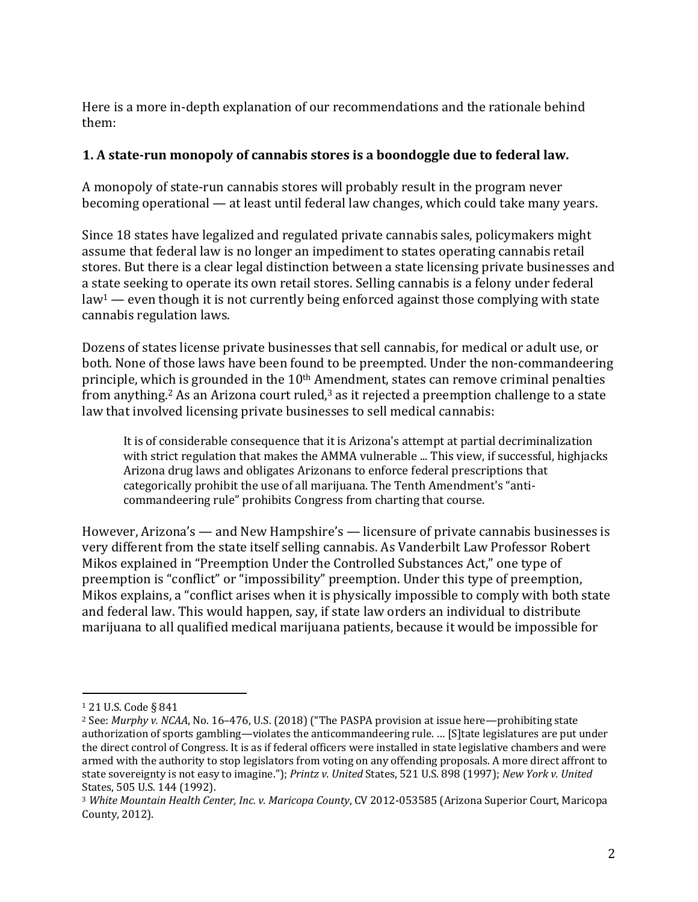Here is a more in-depth explanation of our recommendations and the rationale behind them:

### 1. A state-run monopoly of cannabis stores is a boondoggle due to federal law.

A monopoly of state-run cannabis stores will probably result in the program never becoming operational — at least until federal law changes, which could take many years.

Since 18 states have legalized and regulated private cannabis sales, policymakers might assume that federal law is no longer an impediment to states operating cannabis retail stores. But there is a clear legal distinction between a state licensing private businesses and a state seeking to operate its own retail stores. Selling cannabis is a felony under federal law[1] — even though it is not currently being enforced against those complying with state cannabis regulation laws.

Dozens of states license private businesses that sell cannabis, for medical or adult use, or both. None of those laws have been found to be preempted. Under the non-commandeering principle, which is grounded in the 10th Amendment, states can remove criminal penalties from anything.[2] As an Arizona court ruled,[3] as it rejected a preemption challenge to a state law that involved licensing private businesses to sell medical cannabis:

> It is of considerable consequence that it is Arizona's attempt at partial decriminalization with strict regulation that makes the AMMA vulnerable ... This view, if successful, highjacks Arizona drug laws and obligates Arizonans to enforce federal prescriptions that categorically prohibit the use of all marijuana. The Tenth Amendment's "anti-commandeering rule" prohibits Congress from charting that course.

However, Arizona's — and New Hampshire's — licensure of private cannabis businesses is very different from the state itself selling cannabis. As Vanderbilt Law Professor Robert Mikos explained in "Preemption Under the Controlled Substances Act," one type of preemption is "conflict" or "impossibility" preemption. Under this type of preemption, Mikos explains, a "conflict arises when it is physically impossible to comply with both state and federal law. This would happen, say, if state law orders an individual to distribute marijuana to all qualified medical marijuana patients, because it would be impossible for

---

[1] 21 U.S. Code § 841

[2] See: *Murphy v. NCAA*, No. 16–476, U.S. (2018) ("The PASPA provision at issue here—prohibiting state authorization of sports gambling—violates the anticommandeering rule. … [S]tate legislatures are put under the direct control of Congress. It is as if federal officers were installed in state legislative chambers and were armed with the authority to stop legislators from voting on any offending proposals. A more direct affront to state sovereignty is not easy to imagine."); *Printz v. United* States, 521 U.S. 898 (1997); *New York v. United* States, 505 U.S. 144 (1992).

[3] *White Mountain Health Center, Inc. v. Maricopa County*, CV 2012-053585 (Arizona Superior Court, Maricopa County, 2012).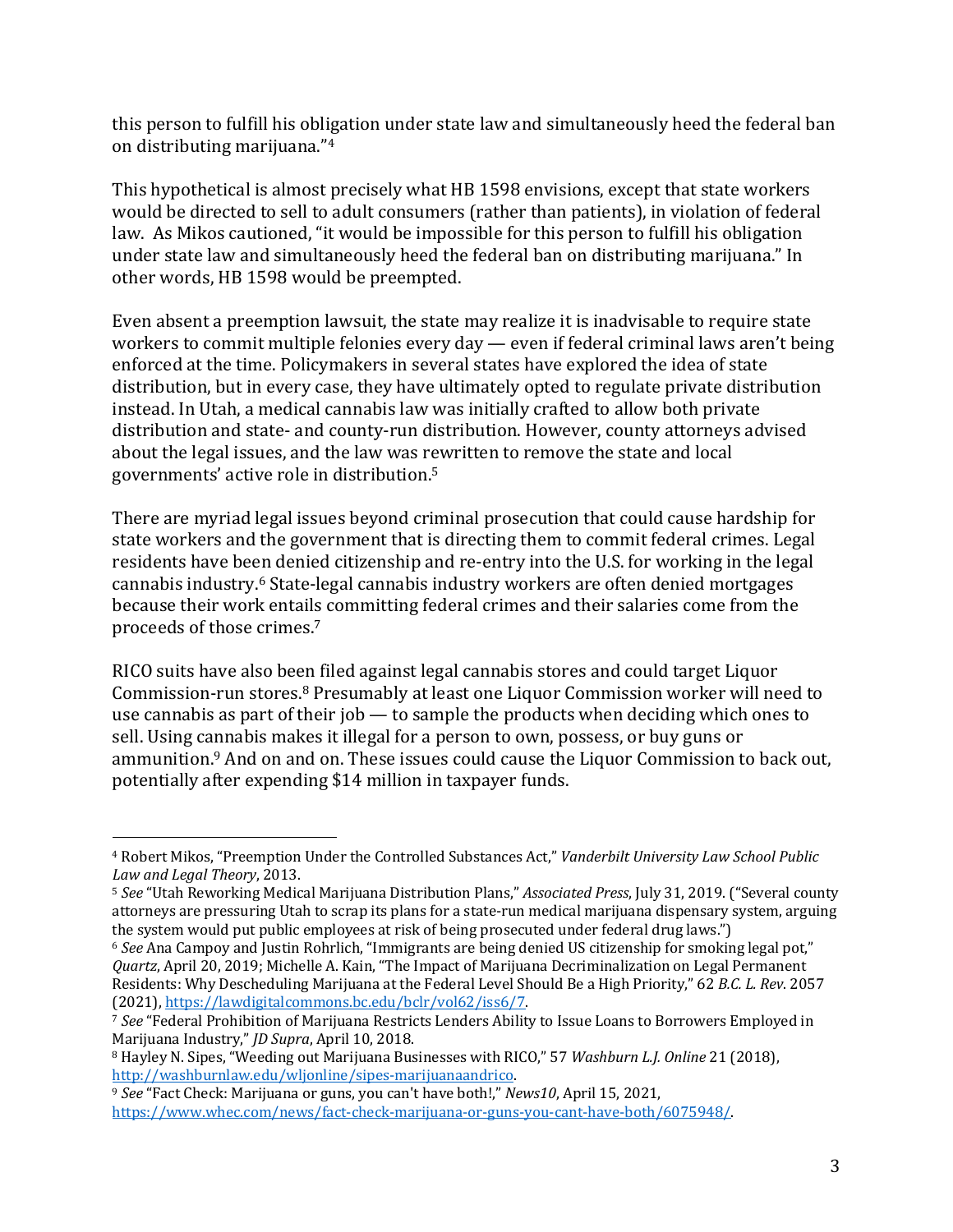this person to fulfill his obligation under state law and simultaneously heed the federal ban on distributing marijuana."[4]

This hypothetical is almost precisely what HB 1598 envisions, except that state workers would be directed to sell to adult consumers (rather than patients), in violation of federal law. As Mikos cautioned, "it would be impossible for this person to fulfill his obligation under state law and simultaneously heed the federal ban on distributing marijuana." In other words, HB 1598 would be preempted.

Even absent a preemption lawsuit, the state may realize it is inadvisable to require state workers to commit multiple felonies every day — even if federal criminal laws aren't being enforced at the time. Policymakers in several states have explored the idea of state distribution, but in every case, they have ultimately opted to regulate private distribution instead. In Utah, a medical cannabis law was initially crafted to allow both private distribution and state- and county-run distribution. However, county attorneys advised about the legal issues, and the law was rewritten to remove the state and local governments' active role in distribution.[5]

There are myriad legal issues beyond criminal prosecution that could cause hardship for state workers and the government that is directing them to commit federal crimes. Legal residents have been denied citizenship and re-entry into the U.S. for working in the legal cannabis industry.[6] State-legal cannabis industry workers are often denied mortgages because their work entails committing federal crimes and their salaries come from the proceeds of those crimes.[7]

RICO suits have also been filed against legal cannabis stores and could target Liquor Commission-run stores.[8] Presumably at least one Liquor Commission worker will need to use cannabis as part of their job — to sample the products when deciding which ones to sell. Using cannabis makes it illegal for a person to own, possess, or buy guns or ammunition.[9] And on and on. These issues could cause the Liquor Commission to back out, potentially after expending $14 million in taxpayer funds.

---

[4] Robert Mikos, "Preemption Under the Controlled Substances Act," *Vanderbilt University Law School Public Law and Legal Theory*, 2013.

[5] *See* "Utah Reworking Medical Marijuana Distribution Plans," *Associated Press*, July 31, 2019. ("Several county attorneys are pressuring Utah to scrap its plans for a state-run medical marijuana dispensary system, arguing the system would put public employees at risk of being prosecuted under federal drug laws.")

[6] *See* Ana Campoy and Justin Rohrlich, "Immigrants are being denied US citizenship for smoking legal pot," *Quartz*, April 20, 2019; Michelle A. Kain, "The Impact of Marijuana Decriminalization on Legal Permanent Residents: Why Descheduling Marijuana at the Federal Level Should Be a High Priority," 62 *B.C. L. Rev*. 2057 (2021), https://lawdigitalcommons.bc.edu/bclr/vol62/iss6/7.

[7] *See* "Federal Prohibition of Marijuana Restricts Lenders Ability to Issue Loans to Borrowers Employed in Marijuana Industry," *JD Supra*, April 10, 2018.

[8] Hayley N. Sipes, "Weeding out Marijuana Businesses with RICO," 57 *Washburn L.J. Online* 21 (2018), http://washburnlaw.edu/wljonline/sipes-marijuanaandrico.

[9] *See* "Fact Check: Marijuana or guns, you can't have both!," *News10*, April 15, 2021, https://www.whec.com/news/fact-check-marijuana-or-guns-you-cant-have-both/6075948/.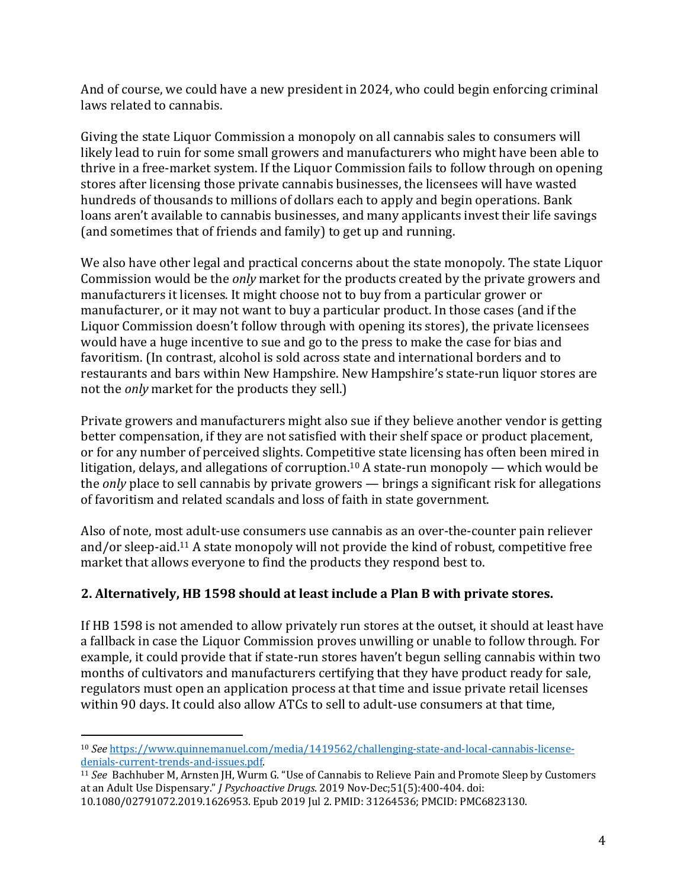And of course, we could have a new president in 2024, who could begin enforcing criminal laws related to cannabis.

Giving the state Liquor Commission a monopoly on all cannabis sales to consumers will likely lead to ruin for some small growers and manufacturers who might have been able to thrive in a free-market system. If the Liquor Commission fails to follow through on opening stores after licensing those private cannabis businesses, the licensees will have wasted hundreds of thousands to millions of dollars each to apply and begin operations. Bank loans aren't available to cannabis businesses, and many applicants invest their life savings (and sometimes that of friends and family) to get up and running.

We also have other legal and practical concerns about the state monopoly. The state Liquor Commission would be the *only* market for the products created by the private growers and manufacturers it licenses. It might choose not to buy from a particular grower or manufacturer, or it may not want to buy a particular product. In those cases (and if the Liquor Commission doesn't follow through with opening its stores), the private licensees would have a huge incentive to sue and go to the press to make the case for bias and favoritism. (In contrast, alcohol is sold across state and international borders and to restaurants and bars within New Hampshire. New Hampshire's state-run liquor stores are not the *only* market for the products they sell.)

Private growers and manufacturers might also sue if they believe another vendor is getting better compensation, if they are not satisfied with their shelf space or product placement, or for any number of perceived slights. Competitive state licensing has often been mired in litigation, delays, and allegations of corruption.[10] A state-run monopoly — which would be the *only* place to sell cannabis by private growers — brings a significant risk for allegations of favoritism and related scandals and loss of faith in state government.

Also of note, most adult-use consumers use cannabis as an over-the-counter pain reliever and/or sleep-aid.[11] A state monopoly will not provide the kind of robust, competitive free market that allows everyone to find the products they respond best to.

### 2. Alternatively, HB 1598 should at least include a Plan B with private stores.

If HB 1598 is not amended to allow privately run stores at the outset, it should at least have a fallback in case the Liquor Commission proves unwilling or unable to follow through. For example, it could provide that if state-run stores haven't begun selling cannabis within two months of cultivators and manufacturers certifying that they have product ready for sale, regulators must open an application process at that time and issue private retail licenses within 90 days. It could also allow ATCs to sell to adult-use consumers at that time,

---

[10] *See* https://www.quinnemanuel.com/media/1419562/challenging-state-and-local-cannabis-license-denials-current-trends-and-issues.pdf.

[11] *See* Bachhuber M, Arnsten JH, Wurm G. "Use of Cannabis to Relieve Pain and Promote Sleep by Customers at an Adult Use Dispensary." *J Psychoactive Drugs.* 2019 Nov-Dec;51(5):400-404. doi: 10.1080/02791072.2019.1626953. Epub 2019 Jul 2. PMID: 31264536; PMCID: PMC6823130.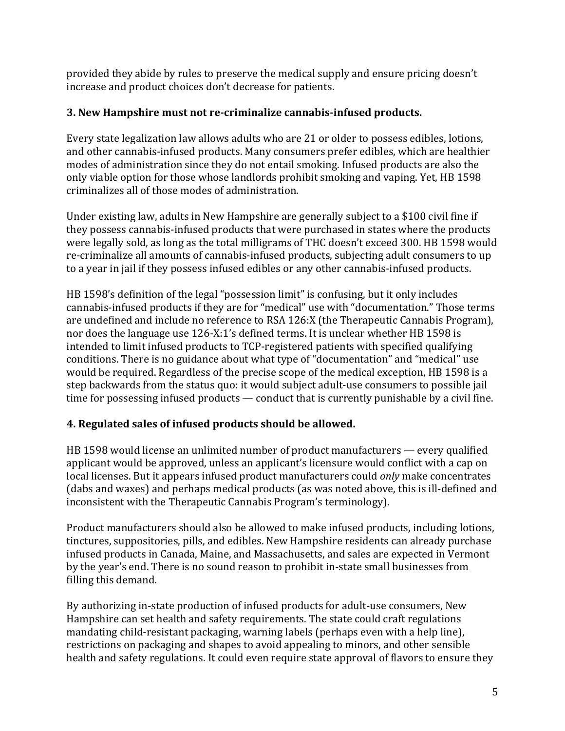provided they abide by rules to preserve the medical supply and ensure pricing doesn't increase and product choices don't decrease for patients.

### 3. New Hampshire must not re-criminalize cannabis-infused products.

Every state legalization law allows adults who are 21 or older to possess edibles, lotions, and other cannabis-infused products. Many consumers prefer edibles, which are healthier modes of administration since they do not entail smoking. Infused products are also the only viable option for those whose landlords prohibit smoking and vaping. Yet, HB 1598 criminalizes all of those modes of administration.

Under existing law, adults in New Hampshire are generally subject to a $100 civil fine if they possess cannabis-infused products that were purchased in states where the products were legally sold, as long as the total milligrams of THC doesn't exceed 300. HB 1598 would re-criminalize all amounts of cannabis-infused products, subjecting adult consumers to up to a year in jail if they possess infused edibles or any other cannabis-infused products.

HB 1598's definition of the legal "possession limit" is confusing, but it only includes cannabis-infused products if they are for "medical" use with "documentation." Those terms are undefined and include no reference to RSA 126:X (the Therapeutic Cannabis Program), nor does the language use 126-X:1's defined terms. It is unclear whether HB 1598 is intended to limit infused products to TCP-registered patients with specified qualifying conditions. There is no guidance about what type of "documentation" and "medical" use would be required. Regardless of the precise scope of the medical exception, HB 1598 is a step backwards from the status quo: it would subject adult-use consumers to possible jail time for possessing infused products — conduct that is currently punishable by a civil fine.

### 4. Regulated sales of infused products should be allowed.

HB 1598 would license an unlimited number of product manufacturers — every qualified applicant would be approved, unless an applicant's licensure would conflict with a cap on local licenses. But it appears infused product manufacturers could *only* make concentrates (dabs and waxes) and perhaps medical products (as was noted above, this is ill-defined and inconsistent with the Therapeutic Cannabis Program's terminology).

Product manufacturers should also be allowed to make infused products, including lotions, tinctures, suppositories, pills, and edibles. New Hampshire residents can already purchase infused products in Canada, Maine, and Massachusetts, and sales are expected in Vermont by the year's end. There is no sound reason to prohibit in-state small businesses from filling this demand.

By authorizing in-state production of infused products for adult-use consumers, New Hampshire can set health and safety requirements. The state could craft regulations mandating child-resistant packaging, warning labels (perhaps even with a help line), restrictions on packaging and shapes to avoid appealing to minors, and other sensible health and safety regulations. It could even require state approval of flavors to ensure they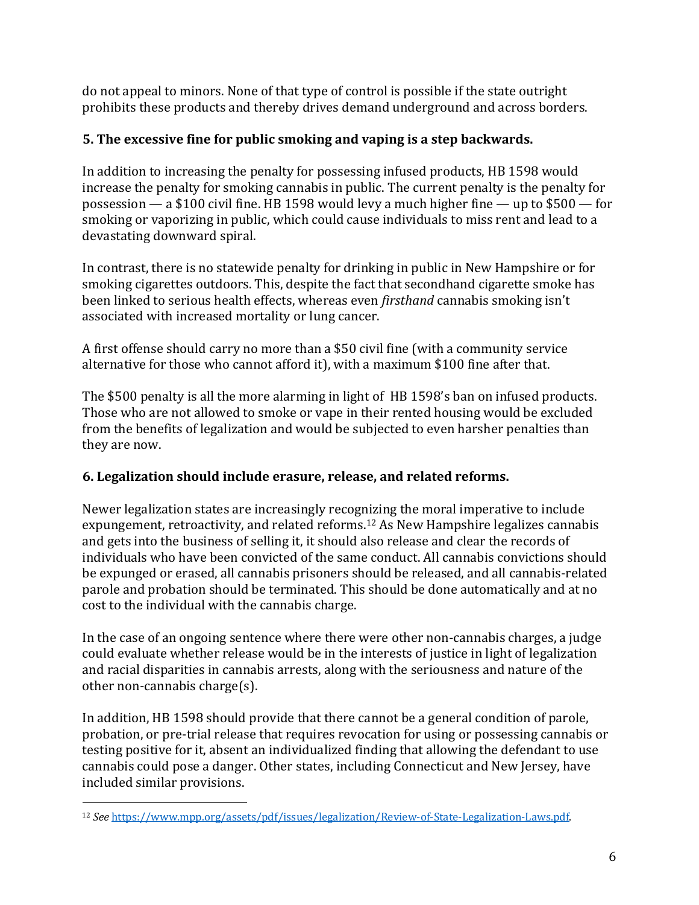do not appeal to minors. None of that type of control is possible if the state outright prohibits these products and thereby drives demand underground and across borders.

### 5. The excessive fine for public smoking and vaping is a step backwards.

In addition to increasing the penalty for possessing infused products, HB 1598 would increase the penalty for smoking cannabis in public. The current penalty is the penalty for possession — a $100 civil fine. HB 1598 would levy a much higher fine — up to $500 — for smoking or vaporizing in public, which could cause individuals to miss rent and lead to a devastating downward spiral.

In contrast, there is no statewide penalty for drinking in public in New Hampshire or for smoking cigarettes outdoors. This, despite the fact that secondhand cigarette smoke has been linked to serious health effects, whereas even *firsthand* cannabis smoking isn't associated with increased mortality or lung cancer.

A first offense should carry no more than a $50 civil fine (with a community service alternative for those who cannot afford it), with a maximum $100 fine after that.

The $500 penalty is all the more alarming in light of HB 1598's ban on infused products. Those who are not allowed to smoke or vape in their rented housing would be excluded from the benefits of legalization and would be subjected to even harsher penalties than they are now.

### 6. Legalization should include erasure, release, and related reforms.

Newer legalization states are increasingly recognizing the moral imperative to include expungement, retroactivity, and related reforms.[12] As New Hampshire legalizes cannabis and gets into the business of selling it, it should also release and clear the records of individuals who have been convicted of the same conduct. All cannabis convictions should be expunged or erased, all cannabis prisoners should be released, and all cannabis-related parole and probation should be terminated. This should be done automatically and at no cost to the individual with the cannabis charge.

In the case of an ongoing sentence where there were other non-cannabis charges, a judge could evaluate whether release would be in the interests of justice in light of legalization and racial disparities in cannabis arrests, along with the seriousness and nature of the other non-cannabis charge(s).

In addition, HB 1598 should provide that there cannot be a general condition of parole, probation, or pre-trial release that requires revocation for using or possessing cannabis or testing positive for it, absent an individualized finding that allowing the defendant to use cannabis could pose a danger. Other states, including Connecticut and New Jersey, have included similar provisions.

---

[12] *See* https://www.mpp.org/assets/pdf/issues/legalization/Review-of-State-Legalization-Laws.pdf.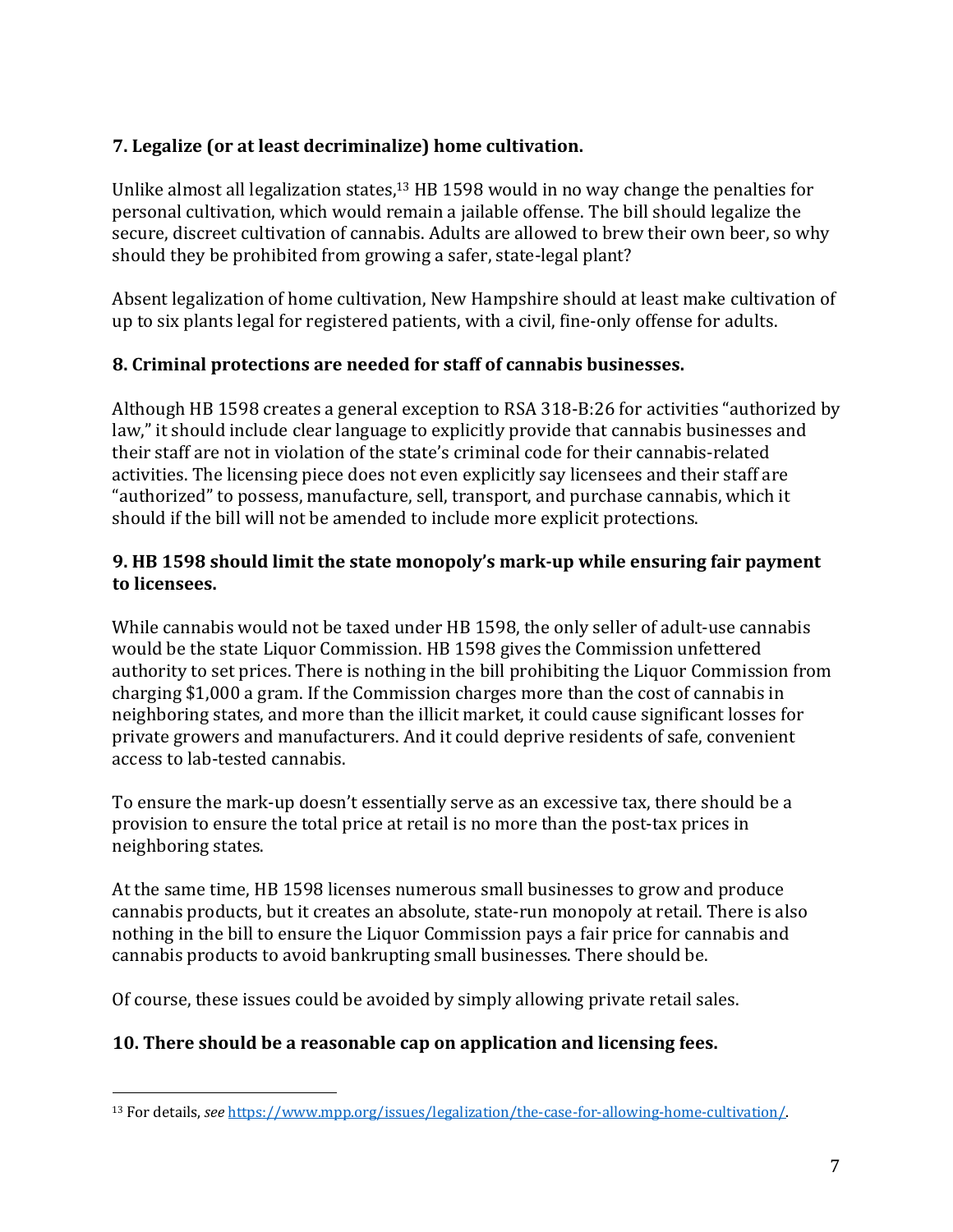### 7. Legalize (or at least decriminalize) home cultivation.

Unlike almost all legalization states,[13] HB 1598 would in no way change the penalties for personal cultivation, which would remain a jailable offense. The bill should legalize the secure, discreet cultivation of cannabis. Adults are allowed to brew their own beer, so why should they be prohibited from growing a safer, state-legal plant?

Absent legalization of home cultivation, New Hampshire should at least make cultivation of up to six plants legal for registered patients, with a civil, fine-only offense for adults.

### 8. Criminal protections are needed for staff of cannabis businesses.

Although HB 1598 creates a general exception to RSA 318-B:26 for activities "authorized by law," it should include clear language to explicitly provide that cannabis businesses and their staff are not in violation of the state's criminal code for their cannabis-related activities. The licensing piece does not even explicitly say licensees and their staff are "authorized" to possess, manufacture, sell, transport, and purchase cannabis, which it should if the bill will not be amended to include more explicit protections.

### 9. HB 1598 should limit the state monopoly's mark-up while ensuring fair payment to licensees.

While cannabis would not be taxed under HB 1598, the only seller of adult-use cannabis would be the state Liquor Commission. HB 1598 gives the Commission unfettered authority to set prices. There is nothing in the bill prohibiting the Liquor Commission from charging $1,000 a gram. If the Commission charges more than the cost of cannabis in neighboring states, and more than the illicit market, it could cause significant losses for private growers and manufacturers. And it could deprive residents of safe, convenient access to lab-tested cannabis.

To ensure the mark-up doesn't essentially serve as an excessive tax, there should be a provision to ensure the total price at retail is no more than the post-tax prices in neighboring states.

At the same time, HB 1598 licenses numerous small businesses to grow and produce cannabis products, but it creates an absolute, state-run monopoly at retail. There is also nothing in the bill to ensure the Liquor Commission pays a fair price for cannabis and cannabis products to avoid bankrupting small businesses. There should be.

Of course, these issues could be avoided by simply allowing private retail sales.

### 10. There should be a reasonable cap on application and licensing fees.

---

[13] For details, *see* https://www.mpp.org/issues/legalization/the-case-for-allowing-home-cultivation/.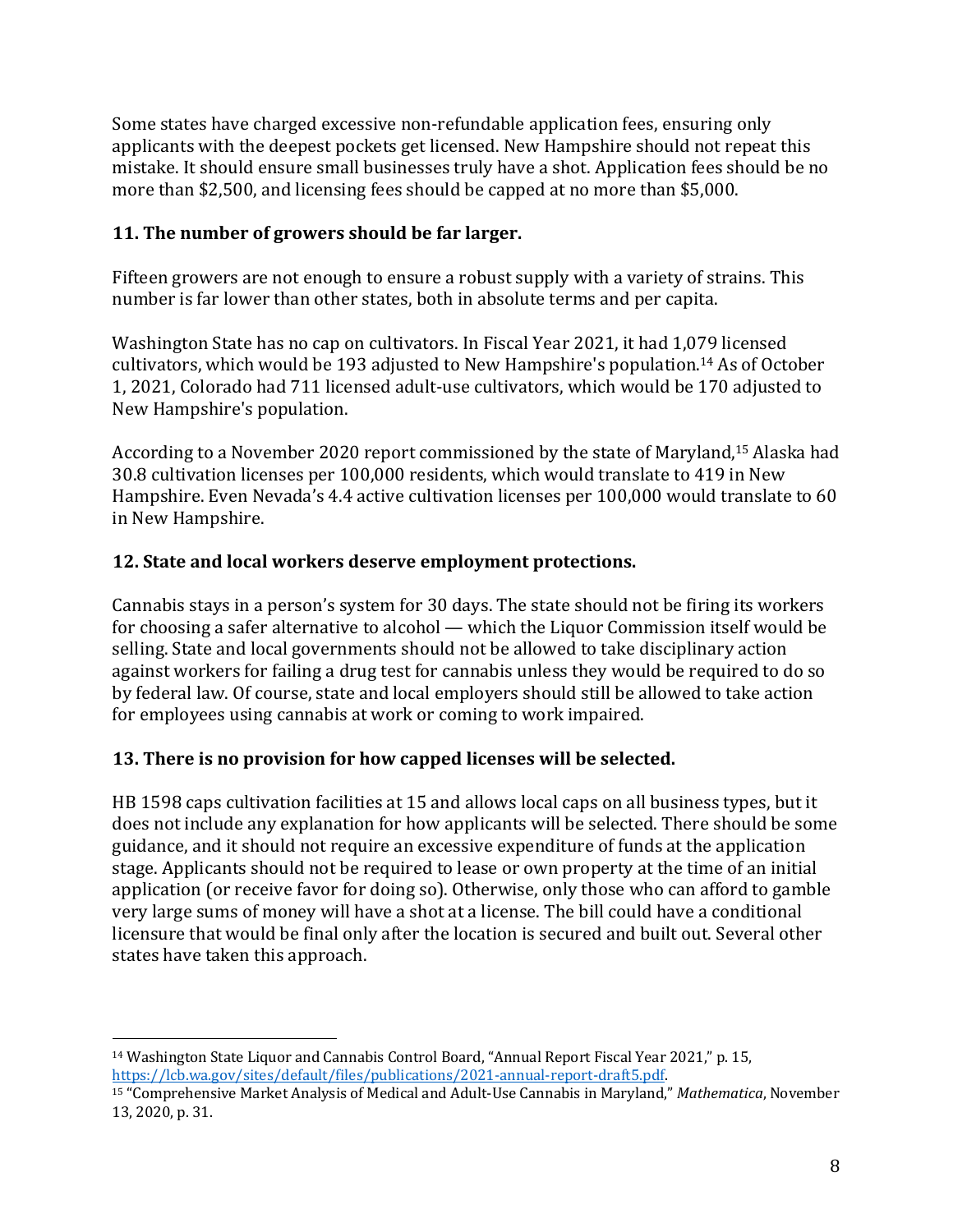Some states have charged excessive non-refundable application fees, ensuring only applicants with the deepest pockets get licensed. New Hampshire should not repeat this mistake. It should ensure small businesses truly have a shot. Application fees should be no more than $2,500, and licensing fees should be capped at no more than $5,000.

### 11. The number of growers should be far larger.

Fifteen growers are not enough to ensure a robust supply with a variety of strains. This number is far lower than other states, both in absolute terms and per capita.

Washington State has no cap on cultivators. In Fiscal Year 2021, it had 1,079 licensed cultivators, which would be 193 adjusted to New Hampshire's population.[14] As of October 1, 2021, Colorado had 711 licensed adult-use cultivators, which would be 170 adjusted to New Hampshire's population.

According to a November 2020 report commissioned by the state of Maryland,[15] Alaska had 30.8 cultivation licenses per 100,000 residents, which would translate to 419 in New Hampshire. Even Nevada's 4.4 active cultivation licenses per 100,000 would translate to 60 in New Hampshire.

### 12. State and local workers deserve employment protections.

Cannabis stays in a person's system for 30 days. The state should not be firing its workers for choosing a safer alternative to alcohol — which the Liquor Commission itself would be selling. State and local governments should not be allowed to take disciplinary action against workers for failing a drug test for cannabis unless they would be required to do so by federal law. Of course, state and local employers should still be allowed to take action for employees using cannabis at work or coming to work impaired.

### 13. There is no provision for how capped licenses will be selected.

HB 1598 caps cultivation facilities at 15 and allows local caps on all business types, but it does not include any explanation for how applicants will be selected. There should be some guidance, and it should not require an excessive expenditure of funds at the application stage. Applicants should not be required to lease or own property at the time of an initial application (or receive favor for doing so). Otherwise, only those who can afford to gamble very large sums of money will have a shot at a license. The bill could have a conditional licensure that would be final only after the location is secured and built out. Several other states have taken this approach.

---

[14] Washington State Liquor and Cannabis Control Board, "Annual Report Fiscal Year 2021," p. 15, https://lcb.wa.gov/sites/default/files/publications/2021-annual-report-draft5.pdf.

[15] "Comprehensive Market Analysis of Medical and Adult-Use Cannabis in Maryland," *Mathematica*, November 13, 2020, p. 31.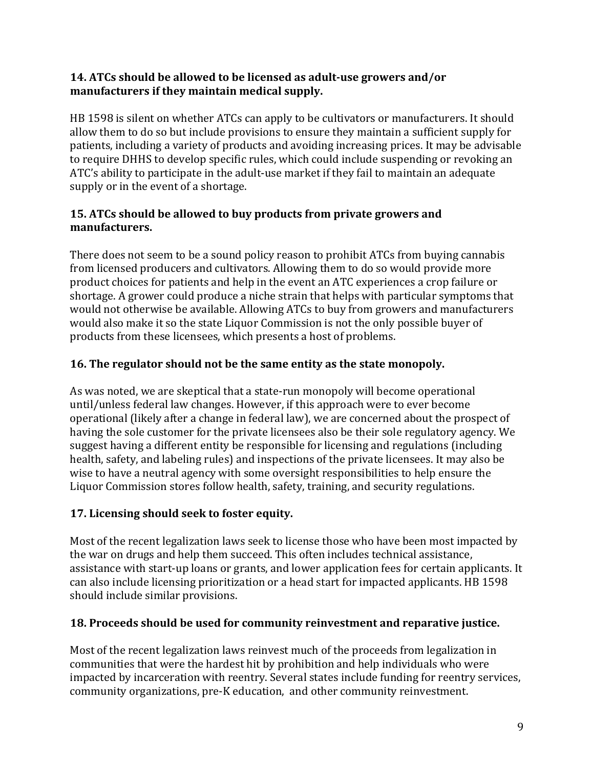### 14. ATCs should be allowed to be licensed as adult-use growers and/or manufacturers if they maintain medical supply.

HB 1598 is silent on whether ATCs can apply to be cultivators or manufacturers. It should allow them to do so but include provisions to ensure they maintain a sufficient supply for patients, including a variety of products and avoiding increasing prices. It may be advisable to require DHHS to develop specific rules, which could include suspending or revoking an ATC's ability to participate in the adult-use market if they fail to maintain an adequate supply or in the event of a shortage.

### 15. ATCs should be allowed to buy products from private growers and manufacturers.

There does not seem to be a sound policy reason to prohibit ATCs from buying cannabis from licensed producers and cultivators. Allowing them to do so would provide more product choices for patients and help in the event an ATC experiences a crop failure or shortage. A grower could produce a niche strain that helps with particular symptoms that would not otherwise be available. Allowing ATCs to buy from growers and manufacturers would also make it so the state Liquor Commission is not the only possible buyer of products from these licensees, which presents a host of problems.

### 16. The regulator should not be the same entity as the state monopoly.

As was noted, we are skeptical that a state-run monopoly will become operational until/unless federal law changes. However, if this approach were to ever become operational (likely after a change in federal law), we are concerned about the prospect of having the sole customer for the private licensees also be their sole regulatory agency. We suggest having a different entity be responsible for licensing and regulations (including health, safety, and labeling rules) and inspections of the private licensees. It may also be wise to have a neutral agency with some oversight responsibilities to help ensure the Liquor Commission stores follow health, safety, training, and security regulations.

### 17. Licensing should seek to foster equity.

Most of the recent legalization laws seek to license those who have been most impacted by the war on drugs and help them succeed. This often includes technical assistance, assistance with start-up loans or grants, and lower application fees for certain applicants. It can also include licensing prioritization or a head start for impacted applicants. HB 1598 should include similar provisions.

### 18. Proceeds should be used for community reinvestment and reparative justice.

Most of the recent legalization laws reinvest much of the proceeds from legalization in communities that were the hardest hit by prohibition and help individuals who were impacted by incarceration with reentry. Several states include funding for reentry services, community organizations, pre-K education, and other community reinvestment.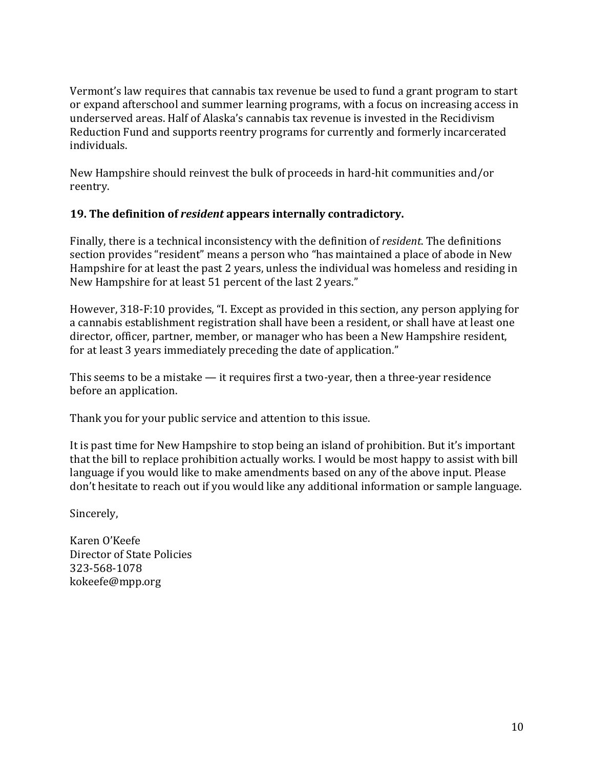Vermont's law requires that cannabis tax revenue be used to fund a grant program to start or expand afterschool and summer learning programs, with a focus on increasing access in underserved areas. Half of Alaska's cannabis tax revenue is invested in the Recidivism Reduction Fund and supports reentry programs for currently and formerly incarcerated individuals.

New Hampshire should reinvest the bulk of proceeds in hard-hit communities and/or reentry.

### 19. The definition of *resident* appears internally contradictory.

Finally, there is a technical inconsistency with the definition of *resident*. The definitions section provides "resident" means a person who "has maintained a place of abode in New Hampshire for at least the past 2 years, unless the individual was homeless and residing in New Hampshire for at least 51 percent of the last 2 years."

However, 318-F:10 provides, "I. Except as provided in this section, any person applying for a cannabis establishment registration shall have been a resident, or shall have at least one director, officer, partner, member, or manager who has been a New Hampshire resident, for at least 3 years immediately preceding the date of application."

This seems to be a mistake — it requires first a two-year, then a three-year residence before an application.

Thank you for your public service and attention to this issue.

It is past time for New Hampshire to stop being an island of prohibition. But it's important that the bill to replace prohibition actually works. I would be most happy to assist with bill language if you would like to make amendments based on any of the above input. Please don't hesitate to reach out if you would like any additional information or sample language.

Sincerely,

Karen O'Keefe
Director of State Policies
323-568-1078
kokeefe@mpp.org